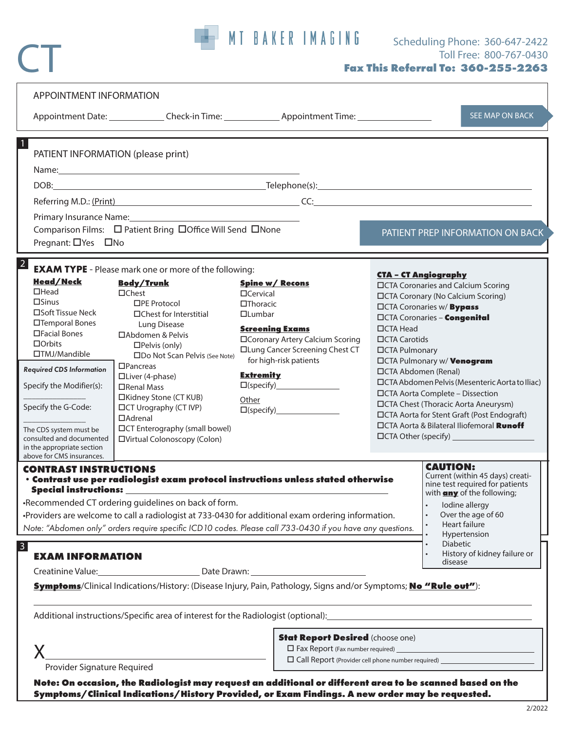# CT

MT BAKER IMAGING

Scheduling Phone: 360-647-2422
Toll Free: 800-767-0430
**Fax This Referral To: 360-255-2263**

## APPOINTMENT INFORMATION

Appointment Date: ____________ Check-in Time: ____________ Appointment Time: ________________

SEE MAP ON BACK

## 1 PATIENT INFORMATION (please print)

Name: ________________________________

DOB: ________________________________ Telephone(s): ________________________________

Referring M.D.: (Print) ________________________________ CC: ________________________________

Primary Insurance Name: ________________________________

Comparison Films: ☐ Patient Bring ☐ Office Will Send ☐ None

Pregnant: ☐ Yes ☐ No

PATIENT PREP INFORMATION ON BACK

## 2 EXAM TYPE - Please mark one or more of the following:

**Head/Neck**
- ☐ Head
- ☐ Sinus
- ☐ Soft Tissue Neck
- ☐ Temporal Bones
- ☐ Facial Bones
- ☐ Orbits
- ☐ TMJ/Mandible

***Required CDS Information***

Specify the Modifier(s): ______________

Specify the G-Code: ______________

The CDS system must be consulted and documented in the appropriate section above for CMS insurances.

**Body/Trunk**
- ☐ Chest
  - ☐ PE Protocol
  - ☐ Chest for Interstitial Lung Disease
- ☐ Abdomen & Pelvis
  - ☐ Pelvis (only)
  - ☐ Do Not Scan Pelvis (See Note)
- ☐ Pancreas
- ☐ Liver (4-phase)
- ☐ Renal Mass
- ☐ Kidney Stone (CT KUB)
- ☐ CT Urography (CT IVP)
- ☐ Adrenal
- ☐ CT Enterography (small bowel)
- ☐ Virtual Colonoscopy (Colon)

**Spine w/ Recons**
- ☐ Cervical
- ☐ Thoracic
- ☐ Lumbar

**Screening Exams**
- ☐ Coronary Artery Calcium Scoring
- ☐ Lung Cancer Screening Chest CT for high-risk patients

**Extremity**
- ☐ (specify) ______________

Other
- ☐ (specify) ______________

**CTA – CT Angiography**
- ☐ CTA Coronaries and Calcium Scoring
- ☐ CTA Coronary (No Calcium Scoring)
- ☐ CTA Coronaries w/ **Bypass**
- ☐ CTA Coronaries – **Congenital**
- ☐ CTA Head
- ☐ CTA Carotids
- ☐ CTA Pulmonary
- ☐ CTA Pulmonary w/ **Venogram**
- ☐ CTA Abdomen (Renal)
- ☐ CTA Abdomen Pelvis (Mesenteric Aorta to Iliac)
- ☐ CTA Aorta Complete – Dissection
- ☐ CTA Chest (Thoracic Aorta Aneurysm)
- ☐ CTA Aorta for Stent Graft (Post Endograft)
- ☐ CTA Aorta & Bilateral Iliofemoral **Runoff**
- ☐ CTA Other (specify) ______________

### CONTRAST INSTRUCTIONS

- **Contrast use per radiologist exam protocol instructions unless stated otherwise**
  **Special instructions:** ________________________________
- Recommended CT ordering guidelines on back of form.
- Providers are welcome to call a radiologist at 733-0430 for additional exam ordering information.

*Note: "Abdomen only" orders require specific ICD10 codes. Please call 733-0430 if you have any questions.*

**CAUTION:**
Current (within 45 days) creatinine test required for patients with **any** of the following;
- Iodine allergy
- Over the age of 60
- Heart failure
- Hypertension
- Diabetic
- History of kidney failure or disease

## 3 EXAM INFORMATION

Creatinine Value: ____________________ Date Drawn: ____________________

**Symptoms**/Clinical Indications/History: (Disease Injury, Pain, Pathology, Signs and/or Symptoms; **No "Rule out"**):

________________________________________________________________

Additional instructions/Specific area of interest for the Radiologist (optional): ________________________________

X ________________________________
Provider Signature Required

**Stat Report Desired** (choose one)
- ☐ Fax Report (Fax number required) ________________
- ☐ Call Report (Provider cell phone number required) ________________

**Note: On occasion, the Radiologist may request an additional or different area to be scanned based on the Symptoms/Clinical Indications/History Provided, or Exam Findings. A new order may be requested.**

2/2022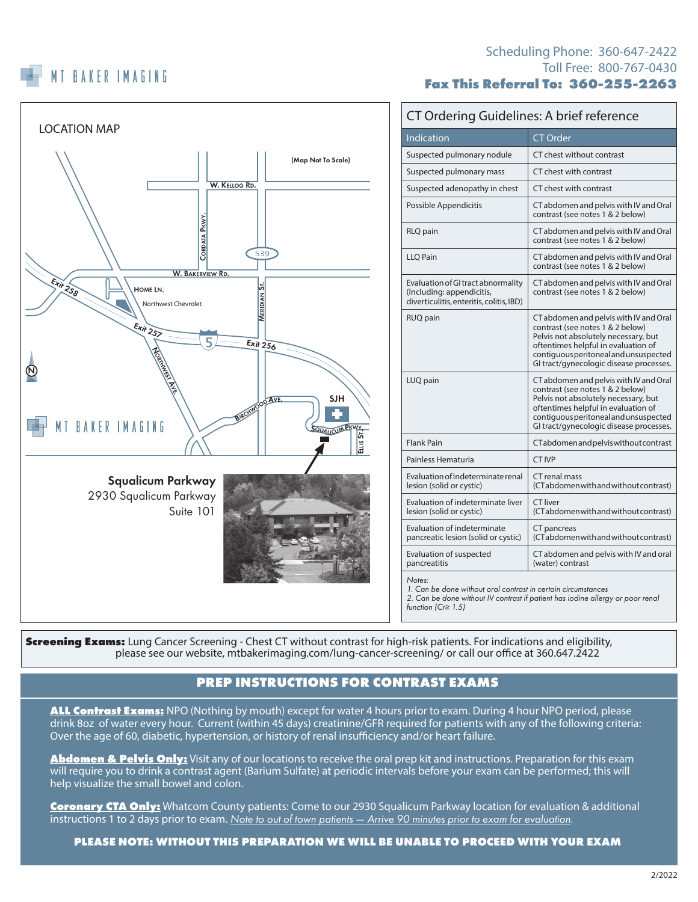MT BAKER IMAGING

Scheduling Phone: 360-647-2422
Toll Free: 800-767-0430
**Fax This Referral To: 360-255-2263**

## LOCATION MAP

(Map Not To Scale)

W. Kellog Rd.
Cordata Pkwy.
539
W. Bakerview Rd.
Exit 258
Home Ln.
Northwest Chevrolet
Meridian St.
Exit 257
5
Exit 256
Northwest Ave.
N
Birchwood Ave.
SJH
Squalicum Pkwy.
Ellis St.
MT BAKER IMAGING

**Squalicum Parkway**
2930 Squalicum Parkway
Suite 101

## CT Ordering Guidelines: A brief reference

| Indication | CT Order |
|---|---|
| Suspected pulmonary nodule | CT chest without contrast |
| Suspected pulmonary mass | CT chest with contrast |
| Suspected adenopathy in chest | CT chest with contrast |
| Possible Appendicitis | CT abdomen and pelvis with IV and Oral contrast (see notes 1 & 2 below) |
| RLQ pain | CT abdomen and pelvis with IV and Oral contrast (see notes 1 & 2 below) |
| LLQ Pain | CT abdomen and pelvis with IV and Oral contrast (see notes 1 & 2 below) |
| Evaluation of GI tract abnormality (Including: appendicitis, diverticulitis, enteritis, colitis, IBD) | CT abdomen and pelvis with IV and Oral contrast (see notes 1 & 2 below) |
| RUQ pain | CT abdomen and pelvis with IV and Oral contrast (see notes 1 & 2 below) Pelvis not absolutely necessary, but oftentimes helpful in evaluation of contiguous peritoneal and unsuspected GI tract/gynecologic disease processes. |
| LUQ pain | CT abdomen and pelvis with IV and Oral contrast (see notes 1 & 2 below) Pelvis not absolutely necessary, but oftentimes helpful in evaluation of contiguous peritoneal and unsuspected GI tract/gynecologic disease processes. |
| Flank Pain | CT abdomen and pelvis without contrast |
| Painless Hematuria | CT IVP |
| Evaluation of Indeterminate renal lesion (solid or cystic) | CT renal mass (CT abdomen with and without contrast) |
| Evaluation of indeterminate liver lesion (solid or cystic) | CT liver (CT abdomen with and without contrast) |
| Evaluation of indeterminate pancreatic lesion (solid or cystic) | CT pancreas (CT abdomen with and without contrast) |
| Evaluation of suspected pancreatitis | CT abdomen and pelvis with IV and oral (water) contrast |

*Notes:*
*1. Can be done without oral contrast in certain circumstances*
*2. Can be done without IV contrast if patient has iodine allergy or poor renal function (Cr≥ 1.5)*

**Screening Exams:** Lung Cancer Screening - Chest CT without contrast for high-risk patients. For indications and eligibility, please see our website, mtbakerimaging.com/lung-cancer-screening/ or call our office at 360.647.2422

## PREP INSTRUCTIONS FOR CONTRAST EXAMS

**ALL Contrast Exams:** NPO (Nothing by mouth) except for water 4 hours prior to exam. During 4 hour NPO period, please drink 8oz of water every hour. Current (within 45 days) creatinine/GFR required for patients with any of the following criteria: Over the age of 60, diabetic, hypertension, or history of renal insufficiency and/or heart failure.

**Abdomen & Pelvis Only:** Visit any of our locations to receive the oral prep kit and instructions. Preparation for this exam will require you to drink a contrast agent (Barium Sulfate) at periodic intervals before your exam can be performed; this will help visualize the small bowel and colon.

**Coronary CTA Only:** Whatcom County patients: Come to our 2930 Squalicum Parkway location for evaluation & additional instructions 1 to 2 days prior to exam. *Note to out of town patients — Arrive 90 minutes prior to exam for evaluation.*

**PLEASE NOTE: WITHOUT THIS PREPARATION WE WILL BE UNABLE TO PROCEED WITH YOUR EXAM**

2/2022